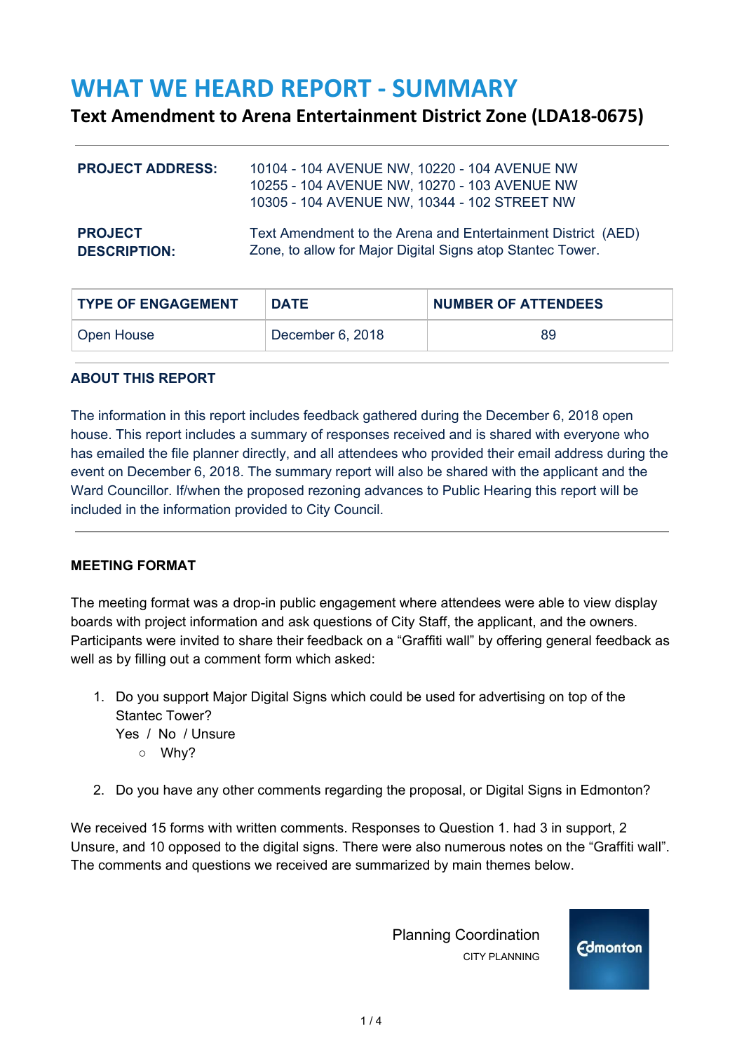# WHAT WE HEARD REPORT - SUMMARY

## Text Amendment to Arena Entertainment District Zone (LDA18-0675)

**PROJECT ADDRESS:** 10104 - 104 AVENUE NW, 10220 - 104 AVENUE NW  
10255 - 104 AVENUE NW, 10270 - 103 AVENUE NW  
10305 - 104 AVENUE NW, 10344 - 102 STREET NW

**PROJECT DESCRIPTION:** Text Amendment to the Arena and Entertainment District (AED) Zone, to allow for Major Digital Signs atop Stantec Tower.

| TYPE OF ENGAGEMENT | DATE | NUMBER OF ATTENDEES |
|---|---|---|
| Open House | December 6, 2018 | 89 |

### ABOUT THIS REPORT

The information in this report includes feedback gathered during the December 6, 2018 open house. This report includes a summary of responses received and is shared with everyone who has emailed the file planner directly, and all attendees who provided their email address during the event on December 6, 2018. The summary report will also be shared with the applicant and the Ward Councillor. If/when the proposed rezoning advances to Public Hearing this report will be included in the information provided to City Council.

### MEETING FORMAT

The meeting format was a drop-in public engagement where attendees were able to view display boards with project information and ask questions of City Staff, the applicant, and the owners. Participants were invited to share their feedback on a "Graffiti wall" by offering general feedback as well as by filling out a comment form which asked:

1. Do you support Major Digital Signs which could be used for advertising on top of the Stantec Tower?  
   Yes / No / Unsure
   - Why?
2. Do you have any other comments regarding the proposal, or Digital Signs in Edmonton?

We received 15 forms with written comments. Responses to Question 1. had 3 in support, 2 Unsure, and 10 opposed to the digital signs. There were also numerous notes on the "Graffiti wall". The comments and questions we received are summarized by main themes below.

Planning Coordination  
CITY PLANNING

Edmonton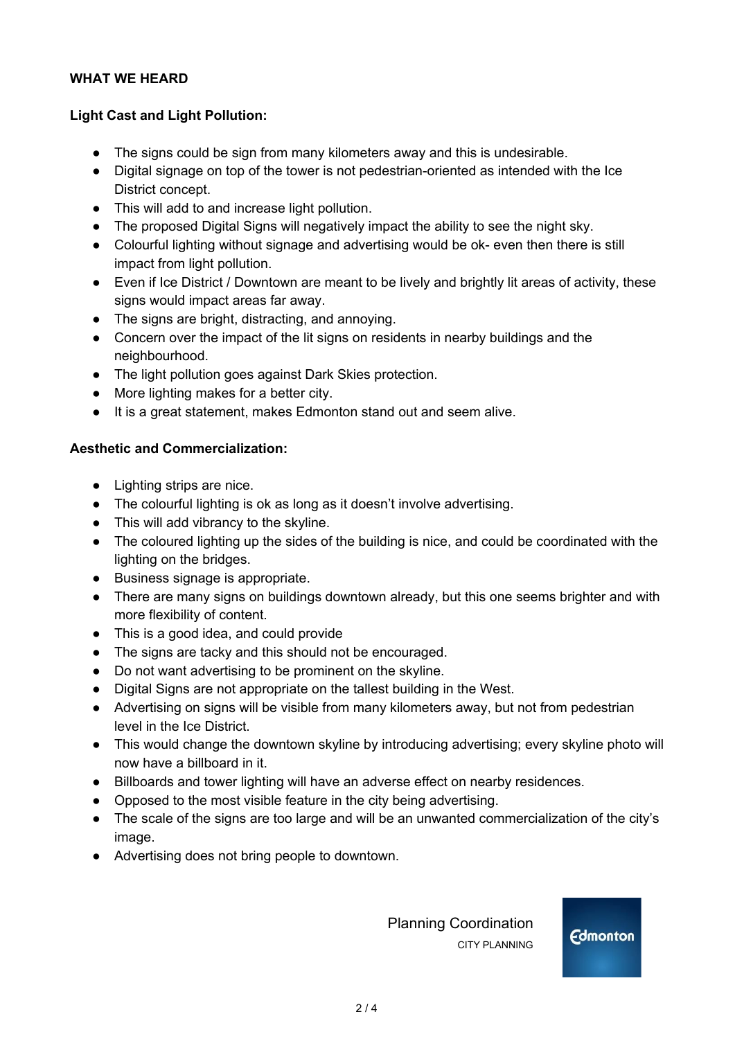## WHAT WE HEARD

### Light Cast and Light Pollution:

- The signs could be sign from many kilometers away and this is undesirable.
- Digital signage on top of the tower is not pedestrian-oriented as intended with the Ice District concept.
- This will add to and increase light pollution.
- The proposed Digital Signs will negatively impact the ability to see the night sky.
- Colourful lighting without signage and advertising would be ok- even then there is still impact from light pollution.
- Even if Ice District / Downtown are meant to be lively and brightly lit areas of activity, these signs would impact areas far away.
- The signs are bright, distracting, and annoying.
- Concern over the impact of the lit signs on residents in nearby buildings and the neighbourhood.
- The light pollution goes against Dark Skies protection.
- More lighting makes for a better city.
- It is a great statement, makes Edmonton stand out and seem alive.

### Aesthetic and Commercialization:

- Lighting strips are nice.
- The colourful lighting is ok as long as it doesn't involve advertising.
- This will add vibrancy to the skyline.
- The coloured lighting up the sides of the building is nice, and could be coordinated with the lighting on the bridges.
- Business signage is appropriate.
- There are many signs on buildings downtown already, but this one seems brighter and with more flexibility of content.
- This is a good idea, and could provide
- The signs are tacky and this should not be encouraged.
- Do not want advertising to be prominent on the skyline.
- Digital Signs are not appropriate on the tallest building in the West.
- Advertising on signs will be visible from many kilometers away, but not from pedestrian level in the Ice District.
- This would change the downtown skyline by introducing advertising; every skyline photo will now have a billboard in it.
- Billboards and tower lighting will have an adverse effect on nearby residences.
- Opposed to the most visible feature in the city being advertising.
- The scale of the signs are too large and will be an unwanted commercialization of the city's image.
- Advertising does not bring people to downtown.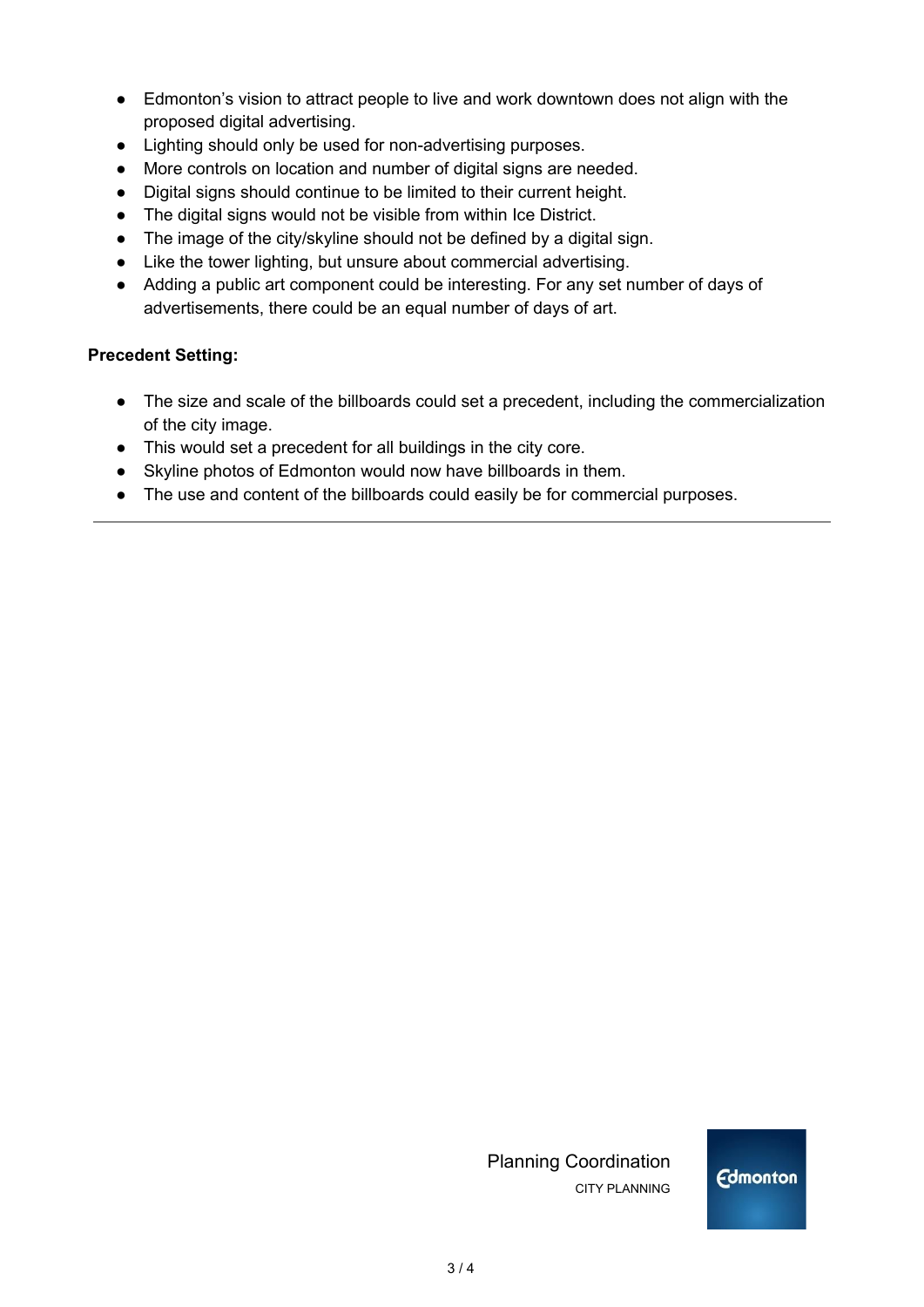- Edmonton's vision to attract people to live and work downtown does not align with the proposed digital advertising.
- Lighting should only be used for non-advertising purposes.
- More controls on location and number of digital signs are needed.
- Digital signs should continue to be limited to their current height.
- The digital signs would not be visible from within Ice District.
- The image of the city/skyline should not be defined by a digital sign.
- Like the tower lighting, but unsure about commercial advertising.
- Adding a public art component could be interesting. For any set number of days of advertisements, there could be an equal number of days of art.

**Precedent Setting:**

- The size and scale of the billboards could set a precedent, including the commercialization of the city image.
- This would set a precedent for all buildings in the city core.
- Skyline photos of Edmonton would now have billboards in them.
- The use and content of the billboards could easily be for commercial purposes.

---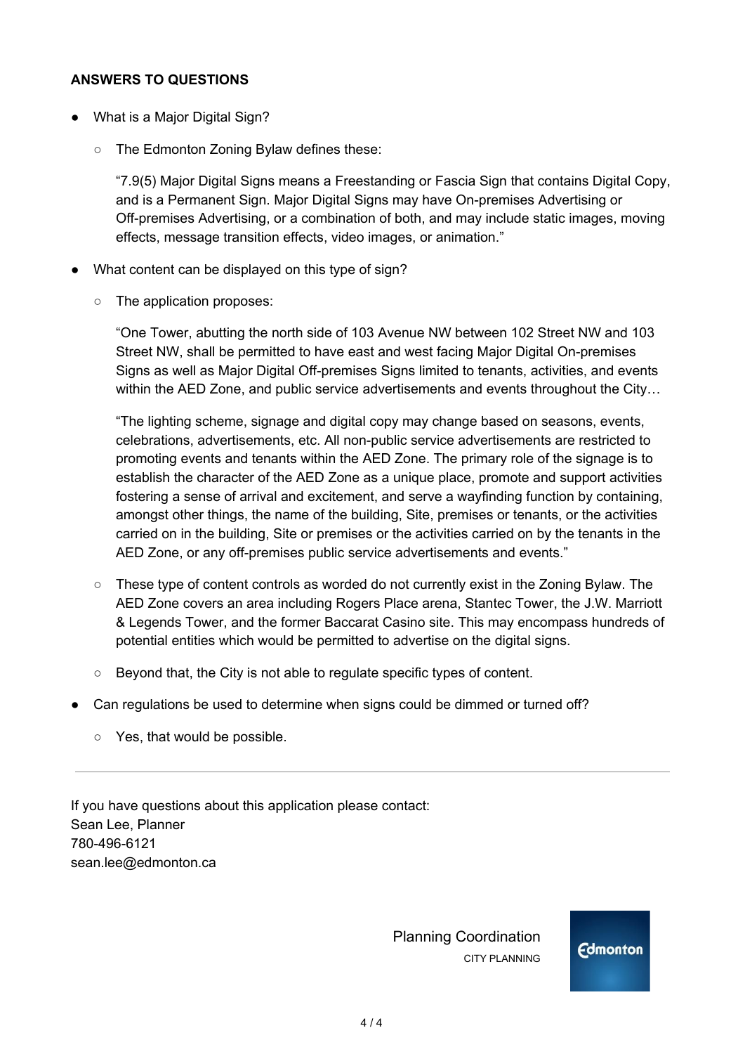**ANSWERS TO QUESTIONS**

- What is a Major Digital Sign?
  - The Edmonton Zoning Bylaw defines these:

    "7.9(5) Major Digital Signs means a Freestanding or Fascia Sign that contains Digital Copy, and is a Permanent Sign. Major Digital Signs may have On-premises Advertising or Off-premises Advertising, or a combination of both, and may include static images, moving effects, message transition effects, video images, or animation."

- What content can be displayed on this type of sign?
  - The application proposes:

    "One Tower, abutting the north side of 103 Avenue NW between 102 Street NW and 103 Street NW, shall be permitted to have east and west facing Major Digital On-premises Signs as well as Major Digital Off-premises Signs limited to tenants, activities, and events within the AED Zone, and public service advertisements and events throughout the City…

    "The lighting scheme, signage and digital copy may change based on seasons, events, celebrations, advertisements, etc. All non-public service advertisements are restricted to promoting events and tenants within the AED Zone. The primary role of the signage is to establish the character of the AED Zone as a unique place, promote and support activities fostering a sense of arrival and excitement, and serve a wayfinding function by containing, amongst other things, the name of the building, Site, premises or tenants, or the activities carried on in the building, Site or premises or the activities carried on by the tenants in the AED Zone, or any off-premises public service advertisements and events."
  - These type of content controls as worded do not currently exist in the Zoning Bylaw. The AED Zone covers an area including Rogers Place arena, Stantec Tower, the J.W. Marriott & Legends Tower, and the former Baccarat Casino site. This may encompass hundreds of potential entities which would be permitted to advertise on the digital signs.
  - Beyond that, the City is not able to regulate specific types of content.

- Can regulations be used to determine when signs could be dimmed or turned off?
  - Yes, that would be possible.

---

If you have questions about this application please contact:
Sean Lee, Planner
780-496-6121
sean.lee@edmonton.ca

Planning Coordination
CITY PLANNING

Edmonton